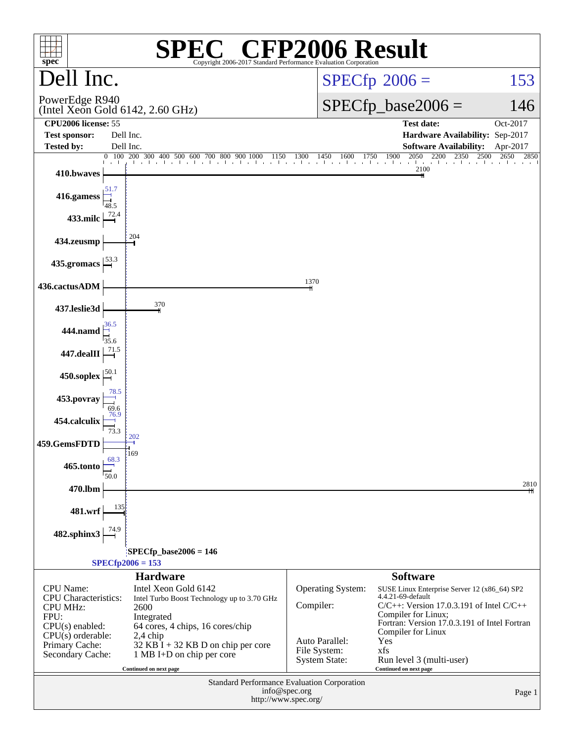# SPEC CFP2006 Result

Copyright 2006-2017 Standard Performance Evaluation Corporation

## Dell Inc.

PowerEdge R940
(Intel Xeon Gold 6142, 2.60 GHz)

SPECfp 2006 = 153

SPECfp_base2006 = 146

| | | | |
|---|---|---|---|
| **CPU2006 license:** 55 | | **Test date:** | Oct-2017 |
| **Test sponsor:** | Dell Inc. | **Hardware Availability:** | Sep-2017 |
| **Tested by:** | Dell Inc. | **Software Availability:** | Apr-2017 |

| Benchmark | Peak | Base |
|---|---|---|
| 410.bwaves | | 2100 |
| 416.gamess | 51.7 | 48.5 |
| 433.milc | | 72.4 |
| 434.zeusmp | | 204 |
| 435.gromacs | | 53.3 |
| 436.cactusADM | | 1370 |
| 437.leslie3d | | 370 |
| 444.namd | 36.5 | 35.6 |
| 447.dealII | | 71.5 |
| 450.soplex | | 50.1 |
| 453.povray | 78.5 | 69.6 |
| 454.calculix | 76.9 | 73.3 |
| 459.GemsFDTD | 202 | 169 |
| 465.tonto | 68.3 | 50.0 |
| 470.lbm | | 2810 |
| 481.wrf | | 135 |
| 482.sphinx3 | | 74.9 |

SPECfp_base2006 = 146

SPECfp2006 = 153

### Hardware

| | |
|---|---|
| CPU Name: | Intel Xeon Gold 6142 |
| CPU Characteristics: | Intel Turbo Boost Technology up to 3.70 GHz |
| CPU MHz: | 2600 |
| FPU: | Integrated |
| CPU(s) enabled: | 64 cores, 4 chips, 16 cores/chip |
| CPU(s) orderable: | 2,4 chip |
| Primary Cache: | 32 KB I + 32 KB D on chip per core |
| Secondary Cache: | 1 MB I+D on chip per core |

Continued on next page

### Software

| | |
|---|---|
| Operating System: | SUSE Linux Enterprise Server 12 (x86_64) SP2 4.4.21-69-default |
| Compiler: | C/C++: Version 17.0.3.191 of Intel C/C++ Compiler for Linux; Fortran: Version 17.0.3.191 of Intel Fortran Compiler for Linux |
| Auto Parallel: | Yes |
| File System: | xfs |
| System State: | Run level 3 (multi-user) |

Continued on next page

Standard Performance Evaluation Corporation
info@spec.org
http://www.spec.org/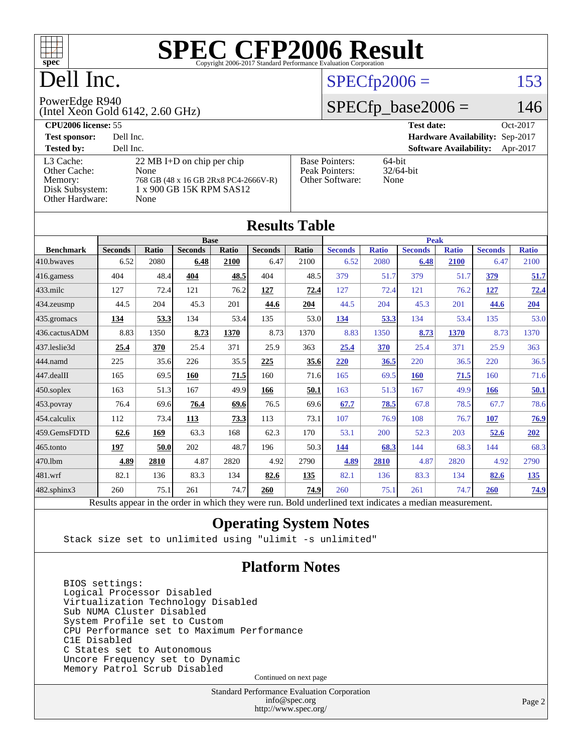# SPEC CFP2006 Result

Copyright 2006-2017 Standard Performance Evaluation Corporation

# Dell Inc.

PowerEdge R940
(Intel Xeon Gold 6142, 2.60 GHz)

SPECfp2006 = 153

SPECfp_base2006 = 146

**CPU2006 license:** 55
**Test sponsor:** Dell Inc.
**Tested by:** Dell Inc.

**Test date:** Oct-2017
**Hardware Availability:** Sep-2017
**Software Availability:** Apr-2017

L3 Cache: 22 MB I+D on chip per chip
Other Cache: None
Memory: 768 GB (48 x 16 GB 2Rx8 PC4-2666V-R)
Disk Subsystem: 1 x 900 GB 15K RPM SAS12
Other Hardware: None

Base Pointers: 64-bit
Peak Pointers: 32/64-bit
Other Software: None

## Results Table

| | Base | | | | | | Peak | | | | | |
|---|---|---|---|---|---|---|---|---|---|---|---|---|
| **Benchmark** | **Seconds** | **Ratio** | **Seconds** | **Ratio** | **Seconds** | **Ratio** | **Seconds** | **Ratio** | **Seconds** | **Ratio** | **Seconds** | **Ratio** |
| 410.bwaves | 6.52 | 2080 | **6.48** | **2100** | 6.47 | 2100 | 6.52 | 2080 | **6.48** | **2100** | 6.47 | 2100 |
| 416.gamess | 404 | 48.4 | **404** | **48.5** | 404 | 48.5 | 379 | 51.7 | 379 | 51.7 | **379** | **51.7** |
| 433.milc | 127 | 72.4 | 121 | 76.2 | **127** | **72.4** | 127 | 72.4 | 121 | 76.2 | **127** | **72.4** |
| 434.zeusmp | 44.5 | 204 | 45.3 | 201 | **44.6** | **204** | 44.5 | 204 | 45.3 | 201 | **44.6** | **204** |
| 435.gromacs | **134** | **53.3** | 134 | 53.4 | 135 | 53.0 | **134** | **53.3** | 134 | 53.4 | 135 | 53.0 |
| 436.cactusADM | 8.83 | 1350 | **8.73** | **1370** | 8.73 | 1370 | 8.83 | 1350 | **8.73** | **1370** | 8.73 | 1370 |
| 437.leslie3d | **25.4** | **370** | 25.4 | 371 | 25.9 | 363 | **25.4** | **370** | 25.4 | 371 | 25.9 | 363 |
| 444.namd | 225 | 35.6 | 226 | 35.5 | **225** | **35.6** | **220** | **36.5** | 220 | 36.5 | 220 | 36.5 |
| 447.dealII | 165 | 69.5 | **160** | **71.5** | 160 | 71.6 | 165 | 69.5 | **160** | **71.5** | 160 | 71.6 |
| 450.soplex | 163 | 51.3 | 167 | 49.9 | **166** | **50.1** | 163 | 51.3 | 167 | 49.9 | **166** | **50.1** |
| 453.povray | 76.4 | 69.6 | **76.4** | **69.6** | 76.5 | 69.6 | **67.7** | **78.5** | 67.8 | 78.5 | 67.7 | 78.6 |
| 454.calculix | 112 | 73.4 | **113** | **73.3** | 113 | 73.1 | 107 | 76.9 | 108 | 76.7 | **107** | **76.9** |
| 459.GemsFDTD | **62.6** | **169** | 63.3 | 168 | 62.3 | 170 | 53.1 | 200 | 52.3 | 203 | **52.6** | **202** |
| 465.tonto | **197** | **50.0** | 202 | 48.7 | 196 | 50.3 | **144** | **68.3** | 144 | 68.3 | 144 | 68.3 |
| 470.lbm | **4.89** | **2810** | 4.87 | 2820 | 4.92 | 2790 | **4.89** | **2810** | 4.87 | 2820 | 4.92 | 2790 |
| 481.wrf | 82.1 | 136 | 83.3 | 134 | **82.6** | **135** | 82.1 | 136 | 83.3 | 134 | **82.6** | **135** |
| 482.sphinx3 | 260 | 75.1 | 261 | 74.7 | **260** | **74.9** | 260 | 75.1 | 261 | 74.7 | **260** | **74.9** |

Results appear in the order in which they were run. Bold underlined text indicates a median measurement.

## Operating System Notes

```
Stack size set to unlimited using "ulimit -s unlimited"
```

## Platform Notes

```
BIOS settings:
Logical Processor Disabled
Virtualization Technology Disabled
Sub NUMA Cluster Disabled
System Profile set to Custom
CPU Performance set to Maximum Performance
C1E Disabled
C States set to Autonomous
Uncore Frequency set to Dynamic
Memory Patrol Scrub Disabled
```

Continued on next page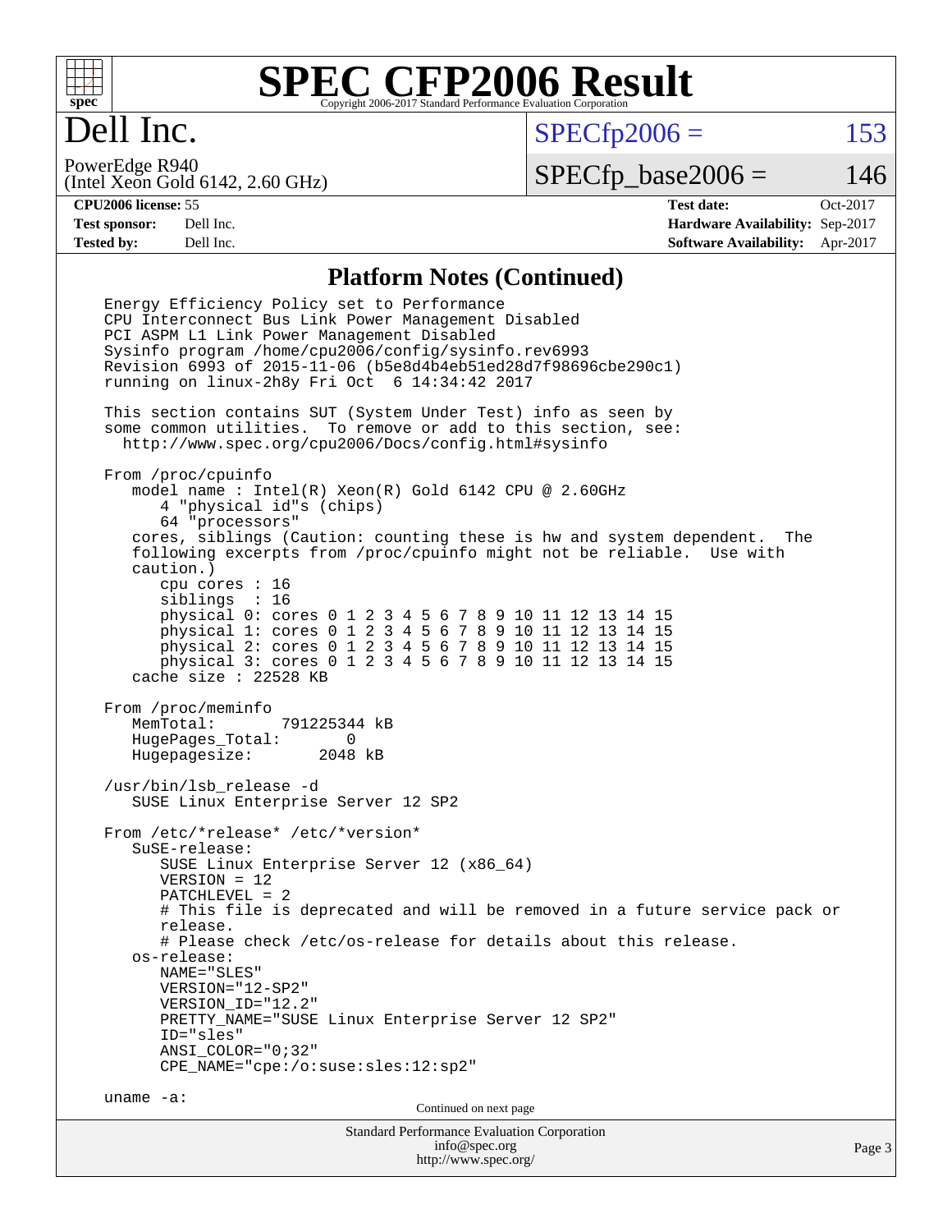# SPEC CFP2006 Result

Copyright 2006-2017 Standard Performance Evaluation Corporation

# Dell Inc.

PowerEdge R940
(Intel Xeon Gold 6142, 2.60 GHz)

SPECfp2006 = 153

SPECfp_base2006 = 146

| | | | |
|---|---|---|---|
| **CPU2006 license:** 55 | | **Test date:** | Oct-2017 |
| **Test sponsor:** | Dell Inc. | **Hardware Availability:** | Sep-2017 |
| **Tested by:** | Dell Inc. | **Software Availability:** | Apr-2017 |

## Platform Notes (Continued)

```
Energy Efficiency Policy set to Performance
CPU Interconnect Bus Link Power Management Disabled
PCI ASPM L1 Link Power Management Disabled
Sysinfo program /home/cpu2006/config/sysinfo.rev6993
Revision 6993 of 2015-11-06 (b5e8d4b4eb51ed28d7f98696cbe290c1)
running on linux-2h8y Fri Oct  6 14:34:42 2017

This section contains SUT (System Under Test) info as seen by
some common utilities.  To remove or add to this section, see:
  http://www.spec.org/cpu2006/Docs/config.html#sysinfo

From /proc/cpuinfo
   model name : Intel(R) Xeon(R) Gold 6142 CPU @ 2.60GHz
      4 "physical id"s (chips)
      64 "processors"
   cores, siblings (Caution: counting these is hw and system dependent.  The
   following excerpts from /proc/cpuinfo might not be reliable.  Use with
   caution.)
      cpu cores : 16
      siblings  : 16
      physical 0: cores 0 1 2 3 4 5 6 7 8 9 10 11 12 13 14 15
      physical 1: cores 0 1 2 3 4 5 6 7 8 9 10 11 12 13 14 15
      physical 2: cores 0 1 2 3 4 5 6 7 8 9 10 11 12 13 14 15
      physical 3: cores 0 1 2 3 4 5 6 7 8 9 10 11 12 13 14 15
   cache size : 22528 KB

From /proc/meminfo
   MemTotal:       791225344 kB
   HugePages_Total:       0
   Hugepagesize:       2048 kB

/usr/bin/lsb_release -d
   SUSE Linux Enterprise Server 12 SP2

From /etc/*release* /etc/*version*
   SuSE-release:
      SUSE Linux Enterprise Server 12 (x86_64)
      VERSION = 12
      PATCHLEVEL = 2
      # This file is deprecated and will be removed in a future service pack or
      release.
      # Please check /etc/os-release for details about this release.
   os-release:
      NAME="SLES"
      VERSION="12-SP2"
      VERSION_ID="12.2"
      PRETTY_NAME="SUSE Linux Enterprise Server 12 SP2"
      ID="sles"
      ANSI_COLOR="0;32"
      CPE_NAME="cpe:/o:suse:sles:12:sp2"

uname -a:
```

Continued on next page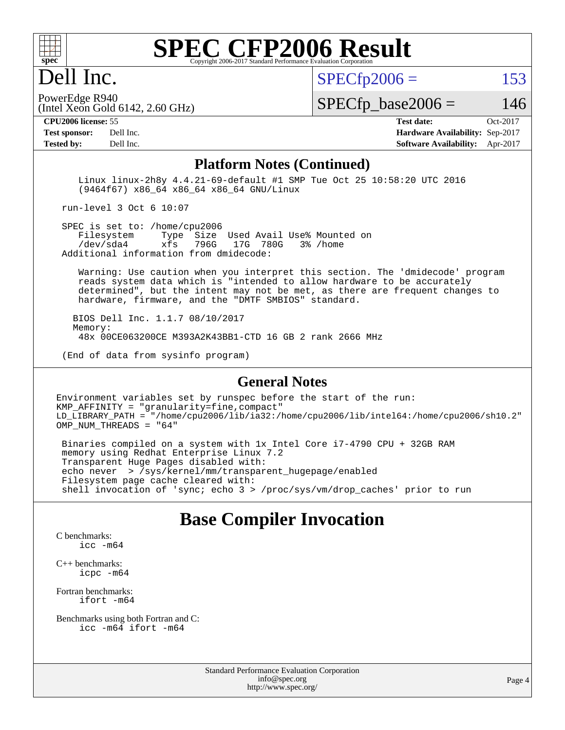# SPEC CFP2006 Result

Copyright 2006-2017 Standard Performance Evaluation Corporation

## Dell Inc.

PowerEdge R940
(Intel Xeon Gold 6142, 2.60 GHz)

SPECfp2006 = 153

SPECfp_base2006 = 146

**CPU2006 license:** 55
**Test sponsor:** Dell Inc.
**Tested by:** Dell Inc.

**Test date:** Oct-2017
**Hardware Availability:** Sep-2017
**Software Availability:** Apr-2017

### Platform Notes (Continued)

```
    Linux linux-2h8y 4.4.21-69-default #1 SMP Tue Oct 25 10:58:20 UTC 2016
    (9464f67) x86_64 x86_64 x86_64 GNU/Linux

 run-level 3 Oct 6 10:07

 SPEC is set to: /home/cpu2006
    Filesystem     Type  Size  Used Avail Use% Mounted on
    /dev/sda4      xfs   796G   17G  780G   3% /home
 Additional information from dmidecode:

    Warning: Use caution when you interpret this section. The 'dmidecode' program
    reads system data which is "intended to allow hardware to be accurately
    determined", but the intent may not be met, as there are frequent changes to
    hardware, firmware, and the "DMTF SMBIOS" standard.

   BIOS Dell Inc. 1.1.7 08/10/2017
   Memory:
    48x 00CE063200CE M393A2K43BB1-CTD 16 GB 2 rank 2666 MHz

 (End of data from sysinfo program)
```

### General Notes

```
Environment variables set by runspec before the start of the run:
KMP_AFFINITY = "granularity=fine,compact"
LD_LIBRARY_PATH = "/home/cpu2006/lib/ia32:/home/cpu2006/lib/intel64:/home/cpu2006/sh10.2"
OMP_NUM_THREADS = "64"

 Binaries compiled on a system with 1x Intel Core i7-4790 CPU + 32GB RAM
 memory using Redhat Enterprise Linux 7.2
 Transparent Huge Pages disabled with:
 echo never  > /sys/kernel/mm/transparent_hugepage/enabled
 Filesystem page cache cleared with:
 shell invocation of 'sync; echo 3 > /proc/sys/vm/drop_caches' prior to run
```

## Base Compiler Invocation

C benchmarks:
 icc -m64

C++ benchmarks:
 icpc -m64

Fortran benchmarks:
 ifort -m64

Benchmarks using both Fortran and C:
 icc -m64 ifort -m64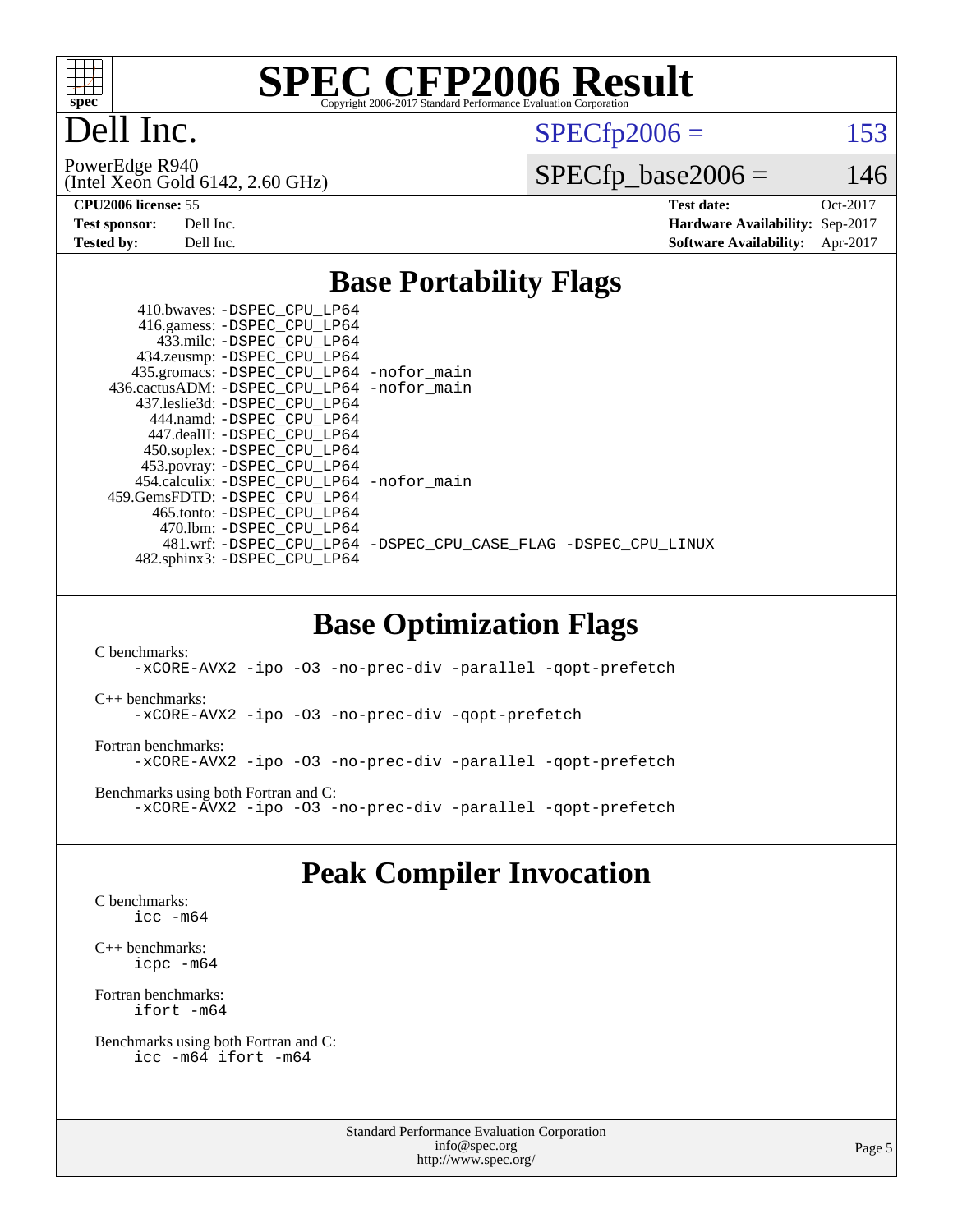# SPEC CFP2006 Result

Copyright 2006-2017 Standard Performance Evaluation Corporation

## Dell Inc.

PowerEdge R940
(Intel Xeon Gold 6142, 2.60 GHz)

SPECfp2006 = 153

SPECfp_base2006 = 146

| | | | |
|---|---|---|---|
| **CPU2006 license:** 55 | | **Test date:** | Oct-2017 |
| **Test sponsor:** | Dell Inc. | **Hardware Availability:** | Sep-2017 |
| **Tested by:** | Dell Inc. | **Software Availability:** | Apr-2017 |

## Base Portability Flags

```
     410.bwaves: -DSPEC_CPU_LP64
     416.gamess: -DSPEC_CPU_LP64
       433.milc: -DSPEC_CPU_LP64
     434.zeusmp: -DSPEC_CPU_LP64
    435.gromacs: -DSPEC_CPU_LP64 -nofor_main
 436.cactusADM: -DSPEC_CPU_LP64 -nofor_main
   437.leslie3d: -DSPEC_CPU_LP64
       444.namd: -DSPEC_CPU_LP64
     447.dealII: -DSPEC_CPU_LP64
     450.soplex: -DSPEC_CPU_LP64
     453.povray: -DSPEC_CPU_LP64
   454.calculix: -DSPEC_CPU_LP64 -nofor_main
 459.GemsFDTD: -DSPEC_CPU_LP64
      465.tonto: -DSPEC_CPU_LP64
        470.lbm: -DSPEC_CPU_LP64
        481.wrf: -DSPEC_CPU_LP64 -DSPEC_CPU_CASE_FLAG -DSPEC_CPU_LINUX
    482.sphinx3: -DSPEC_CPU_LP64
```

## Base Optimization Flags

C benchmarks:
```
-xCORE-AVX2 -ipo -O3 -no-prec-div -parallel -qopt-prefetch
```

C++ benchmarks:
```
-xCORE-AVX2 -ipo -O3 -no-prec-div -qopt-prefetch
```

Fortran benchmarks:
```
-xCORE-AVX2 -ipo -O3 -no-prec-div -parallel -qopt-prefetch
```

Benchmarks using both Fortran and C:
```
-xCORE-AVX2 -ipo -O3 -no-prec-div -parallel -qopt-prefetch
```

## Peak Compiler Invocation

C benchmarks:
```
icc -m64
```

C++ benchmarks:
```
icpc -m64
```

Fortran benchmarks:
```
ifort -m64
```

Benchmarks using both Fortran and C:
```
icc -m64 ifort -m64
```

Standard Performance Evaluation Corporation
info@spec.org
http://www.spec.org/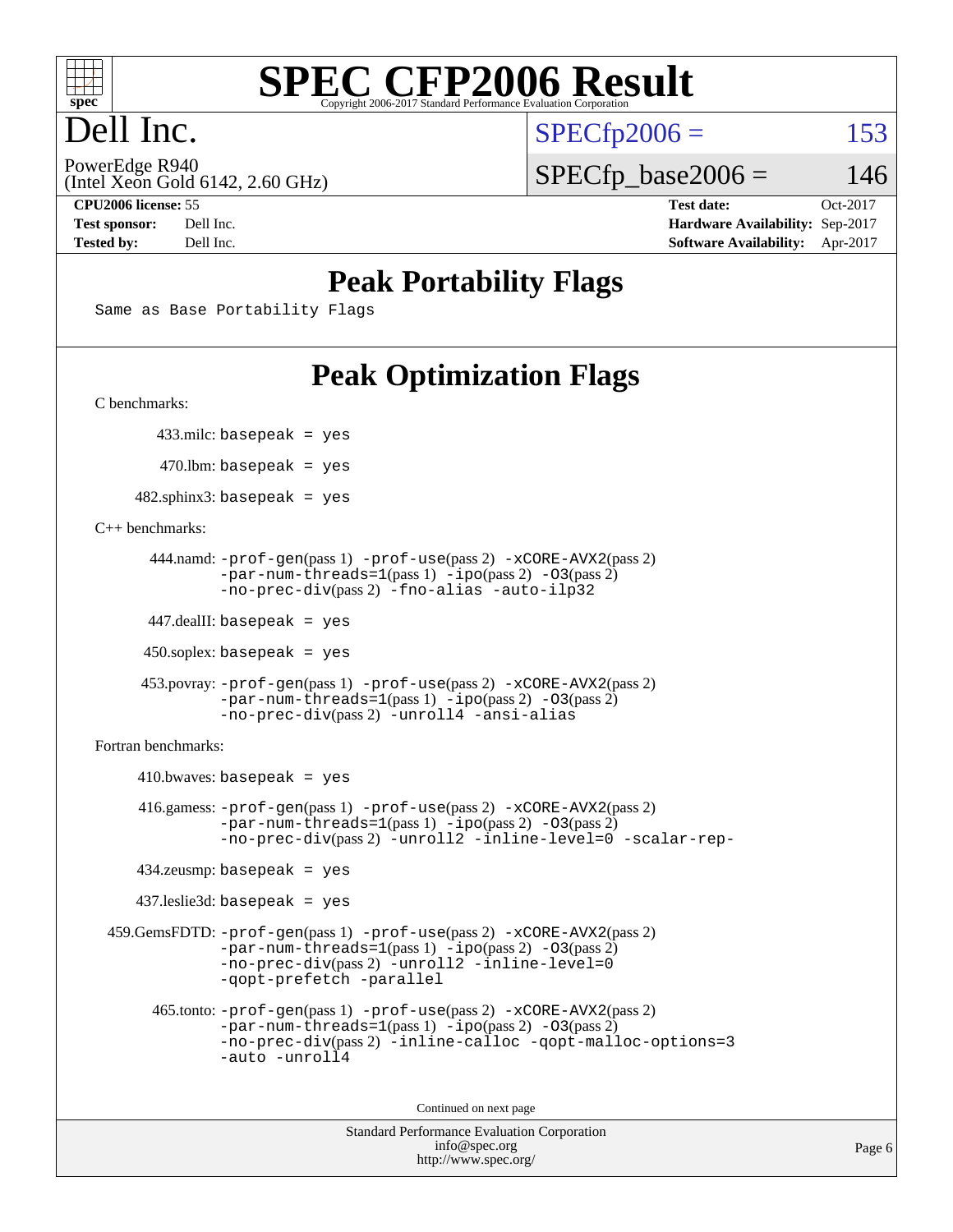# SPEC CFP2006 Result

Copyright 2006-2017 Standard Performance Evaluation Corporation

# Dell Inc.

PowerEdge R940
(Intel Xeon Gold 6142, 2.60 GHz)

SPECfp2006 = 153

SPECfp_base2006 = 146

| | | | |
|---|---|---|---|
| **CPU2006 license:** 55 | | **Test date:** | Oct-2017 |
| **Test sponsor:** | Dell Inc. | **Hardware Availability:** | Sep-2017 |
| **Tested by:** | Dell Inc. | **Software Availability:** | Apr-2017 |

## Peak Portability Flags

Same as Base Portability Flags

## Peak Optimization Flags

C benchmarks:

433.milc: basepeak = yes

470.lbm: basepeak = yes

482.sphinx3: basepeak = yes

C++ benchmarks:

444.namd: -prof-gen(pass 1) -prof-use(pass 2) -xCORE-AVX2(pass 2) -par-num-threads=1(pass 1) -ipo(pass 2) -O3(pass 2) -no-prec-div(pass 2) -fno-alias -auto-ilp32

447.dealII: basepeak = yes

450.soplex: basepeak = yes

453.povray: -prof-gen(pass 1) -prof-use(pass 2) -xCORE-AVX2(pass 2) -par-num-threads=1(pass 1) -ipo(pass 2) -O3(pass 2) -no-prec-div(pass 2) -unroll4 -ansi-alias

Fortran benchmarks:

410.bwaves: basepeak = yes

416.gamess: -prof-gen(pass 1) -prof-use(pass 2) -xCORE-AVX2(pass 2) -par-num-threads=1(pass 1) -ipo(pass 2) -O3(pass 2) -no-prec-div(pass 2) -unroll2 -inline-level=0 -scalar-rep-

434.zeusmp: basepeak = yes

437.leslie3d: basepeak = yes

459.GemsFDTD: -prof-gen(pass 1) -prof-use(pass 2) -xCORE-AVX2(pass 2) -par-num-threads=1(pass 1) -ipo(pass 2) -O3(pass 2) -no-prec-div(pass 2) -unroll2 -inline-level=0 -qopt-prefetch -parallel

465.tonto: -prof-gen(pass 1) -prof-use(pass 2) -xCORE-AVX2(pass 2) -par-num-threads=1(pass 1) -ipo(pass 2) -O3(pass 2) -no-prec-div(pass 2) -inline-calloc -qopt-malloc-options=3 -auto -unroll4

Continued on next page

Standard Performance Evaluation Corporation
info@spec.org
http://www.spec.org/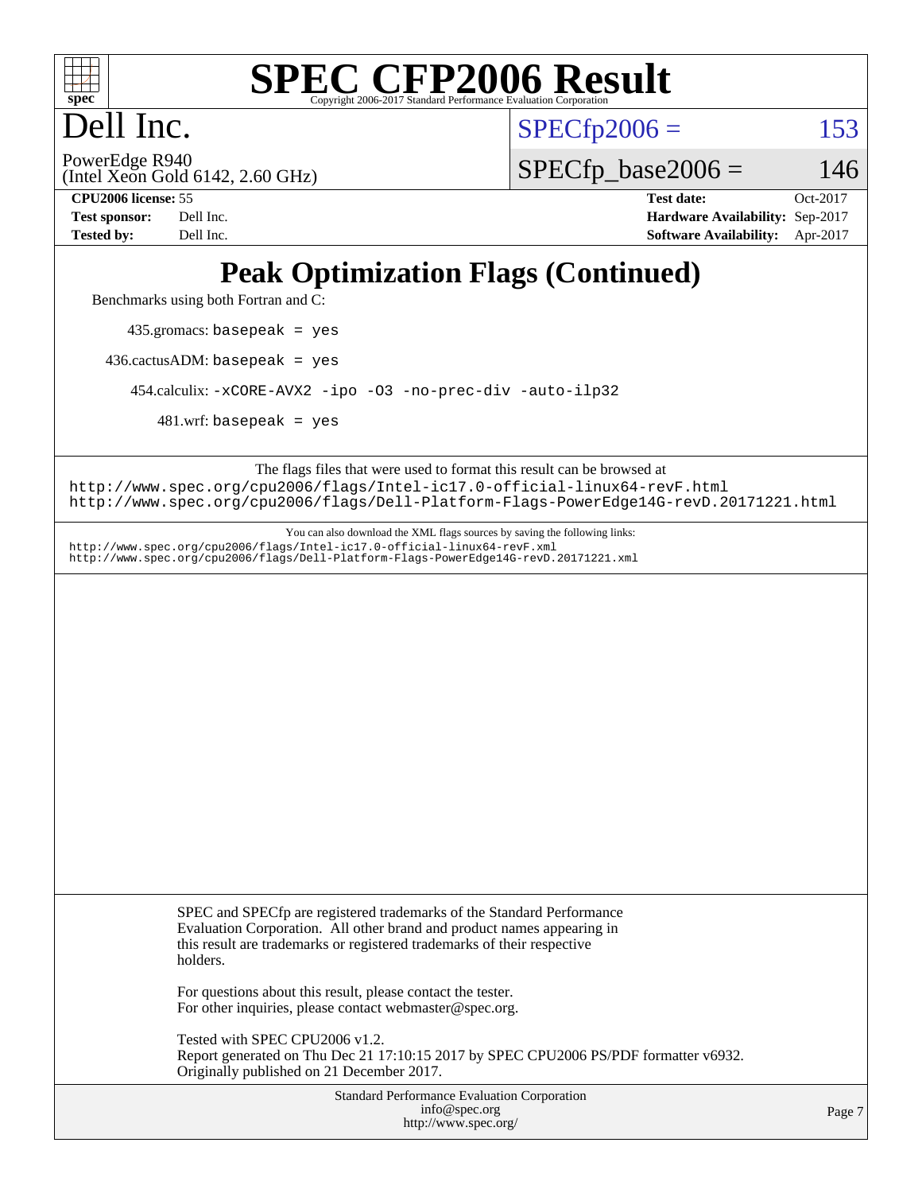# SPEC CFP2006 Result

Copyright 2006-2017 Standard Performance Evaluation Corporation

## Dell Inc.

PowerEdge R940
(Intel Xeon Gold 6142, 2.60 GHz)

SPECfp2006 = 153

SPECfp_base2006 = 146

| | | | |
|---|---|---|---|
| **CPU2006 license:** 55 | | **Test date:** | Oct-2017 |
| **Test sponsor:** | Dell Inc. | **Hardware Availability:** | Sep-2017 |
| **Tested by:** | Dell Inc. | **Software Availability:** | Apr-2017 |

## Peak Optimization Flags (Continued)

Benchmarks using both Fortran and C:

435.gromacs: `basepeak = yes`

436.cactusADM: `basepeak = yes`

454.calculix: `-xCORE-AVX2 -ipo -O3 -no-prec-div -auto-ilp32`

481.wrf: `basepeak = yes`

The flags files that were used to format this result can be browsed at
http://www.spec.org/cpu2006/flags/Intel-ic17.0-official-linux64-revF.html
http://www.spec.org/cpu2006/flags/Dell-Platform-Flags-PowerEdge14G-revD.20171221.html

You can also download the XML flags sources by saving the following links:
http://www.spec.org/cpu2006/flags/Intel-ic17.0-official-linux64-revF.xml
http://www.spec.org/cpu2006/flags/Dell-Platform-Flags-PowerEdge14G-revD.20171221.xml

SPEC and SPECfp are registered trademarks of the Standard Performance Evaluation Corporation. All other brand and product names appearing in this result are trademarks or registered trademarks of their respective holders.

For questions about this result, please contact the tester.
For other inquiries, please contact webmaster@spec.org.

Tested with SPEC CPU2006 v1.2.
Report generated on Thu Dec 21 17:10:15 2017 by SPEC CPU2006 PS/PDF formatter v6932.
Originally published on 21 December 2017.

Standard Performance Evaluation Corporation
info@spec.org
http://www.spec.org/